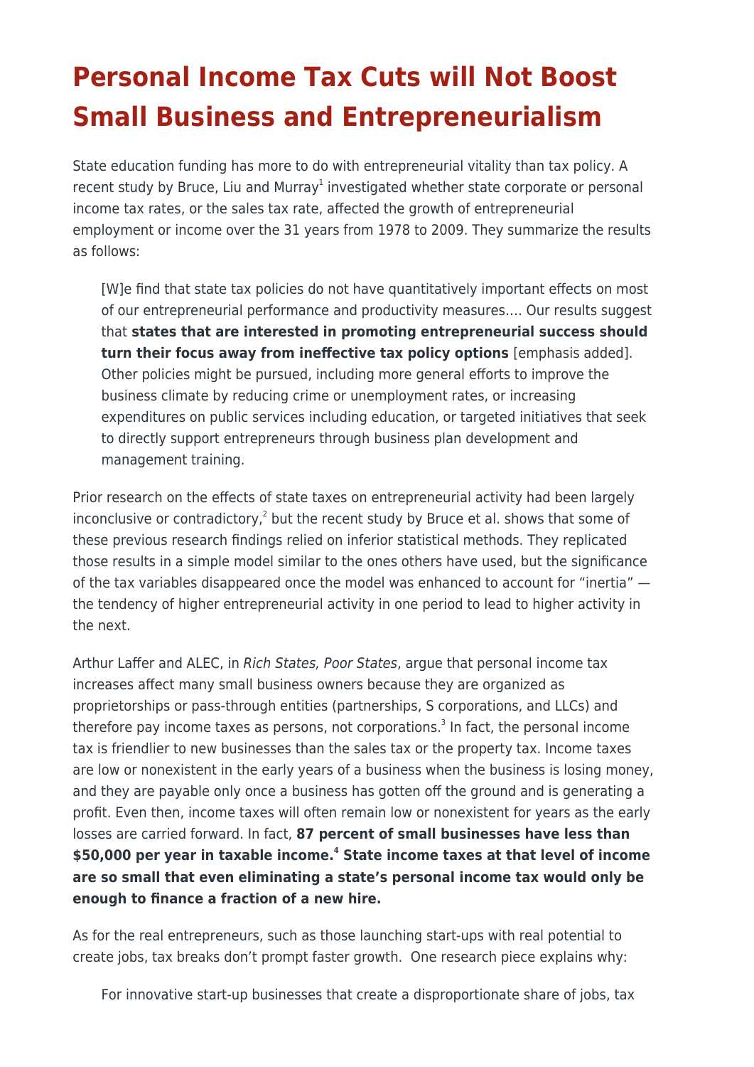# Personal Income Tax Cuts will Not Boost Small Business and Entrepreneurialism

State education funding has more to do with entrepreneurial vitality than tax policy. A recent study by Bruce, Liu and Murray[1] investigated whether state corporate or personal income tax rates, or the sales tax rate, affected the growth of entrepreneurial employment or income over the 31 years from 1978 to 2009. They summarize the results as follows:

> [W]e find that state tax policies do not have quantitatively important effects on most of our entrepreneurial performance and productivity measures…. Our results suggest that **states that are interested in promoting entrepreneurial success should turn their focus away from ineffective tax policy options** [emphasis added]. Other policies might be pursued, including more general efforts to improve the business climate by reducing crime or unemployment rates, or increasing expenditures on public services including education, or targeted initiatives that seek to directly support entrepreneurs through business plan development and management training.

Prior research on the effects of state taxes on entrepreneurial activity had been largely inconclusive or contradictory,[2] but the recent study by Bruce et al. shows that some of these previous research findings relied on inferior statistical methods. They replicated those results in a simple model similar to the ones others have used, but the significance of the tax variables disappeared once the model was enhanced to account for "inertia" — the tendency of higher entrepreneurial activity in one period to lead to higher activity in the next.

Arthur Laffer and ALEC, in *Rich States, Poor States*, argue that personal income tax increases affect many small business owners because they are organized as proprietorships or pass-through entities (partnerships, S corporations, and LLCs) and therefore pay income taxes as persons, not corporations.[3] In fact, the personal income tax is friendlier to new businesses than the sales tax or the property tax. Income taxes are low or nonexistent in the early years of a business when the business is losing money, and they are payable only once a business has gotten off the ground and is generating a profit. Even then, income taxes will often remain low or nonexistent for years as the early losses are carried forward. In fact, **87 percent of small businesses have less than $50,000 per year in taxable income.[4] State income taxes at that level of income are so small that even eliminating a state's personal income tax would only be enough to finance a fraction of a new hire.**

As for the real entrepreneurs, such as those launching start-ups with real potential to create jobs, tax breaks don't prompt faster growth. One research piece explains why:

> For innovative start-up businesses that create a disproportionate share of jobs, tax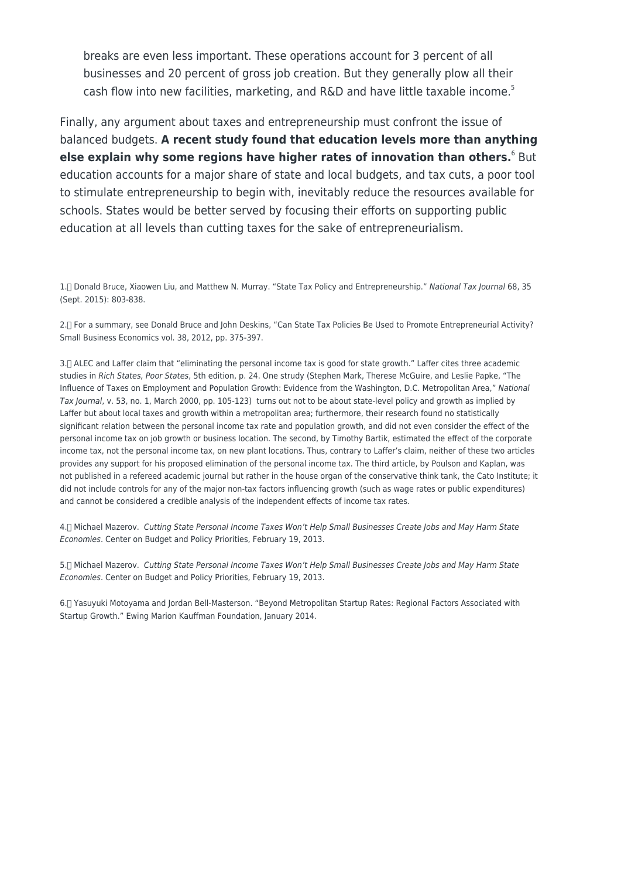breaks are even less important. These operations account for 3 percent of all businesses and 20 percent of gross job creation. But they generally plow all their cash flow into new facilities, marketing, and R&D and have little taxable income.[5]

Finally, any argument about taxes and entrepreneurship must confront the issue of balanced budgets. **A recent study found that education levels more than anything else explain why some regions have higher rates of innovation than others.**[6] But education accounts for a major share of state and local budgets, and tax cuts, a poor tool to stimulate entrepreneurship to begin with, inevitably reduce the resources available for schools. States would be better served by focusing their efforts on supporting public education at all levels than cutting taxes for the sake of entrepreneurialism.

1. Donald Bruce, Xiaowen Liu, and Matthew N. Murray. "State Tax Policy and Entrepreneurship." *National Tax Journal* 68, 35 (Sept. 2015): 803-838.

2. For a summary, see Donald Bruce and John Deskins, "Can State Tax Policies Be Used to Promote Entrepreneurial Activity? Small Business Economics vol. 38, 2012, pp. 375-397.

3. ALEC and Laffer claim that "eliminating the personal income tax is good for state growth." Laffer cites three academic studies in *Rich States, Poor States*, 5th edition, p. 24. One strudy (Stephen Mark, Therese McGuire, and Leslie Papke, "The Influence of Taxes on Employment and Population Growth: Evidence from the Washington, D.C. Metropolitan Area," *National Tax Journal*, v. 53, no. 1, March 2000, pp. 105-123) turns out not to be about state-level policy and growth as implied by Laffer but about local taxes and growth within a metropolitan area; furthermore, their research found no statistically significant relation between the personal income tax rate and population growth, and did not even consider the effect of the personal income tax on job growth or business location. The second, by Timothy Bartik, estimated the effect of the corporate income tax, not the personal income tax, on new plant locations. Thus, contrary to Laffer's claim, neither of these two articles provides any support for his proposed elimination of the personal income tax. The third article, by Poulson and Kaplan, was not published in a refereed academic journal but rather in the house organ of the conservative think tank, the Cato Institute; it did not include controls for any of the major non-tax factors influencing growth (such as wage rates or public expenditures) and cannot be considered a credible analysis of the independent effects of income tax rates.

4. Michael Mazerov. *Cutting State Personal Income Taxes Won't Help Small Businesses Create Jobs and May Harm State Economies*. Center on Budget and Policy Priorities, February 19, 2013.

5. Michael Mazerov. *Cutting State Personal Income Taxes Won't Help Small Businesses Create Jobs and May Harm State Economies*. Center on Budget and Policy Priorities, February 19, 2013.

6. Yasuyuki Motoyama and Jordan Bell-Masterson. "Beyond Metropolitan Startup Rates: Regional Factors Associated with Startup Growth." Ewing Marion Kauffman Foundation, January 2014.